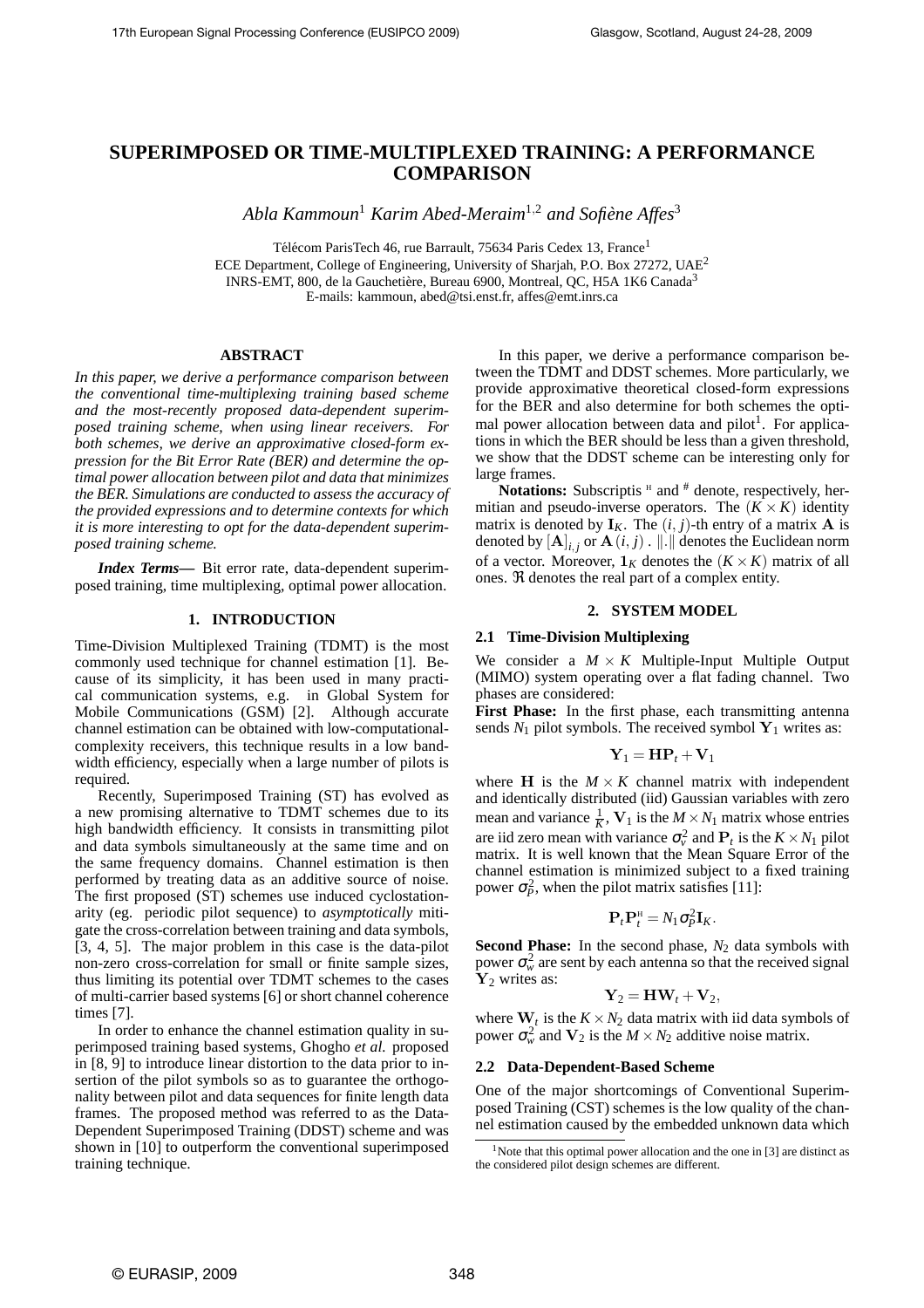# SUPERIMPOSED OR TIME-MULTIPLEXED TRAINING: A PERFORMANCE COMPARISON

*Abla Kammoun*[1] *Karim Abed-Meraim*[1,2] *and Sofiène Affes*[3]

Télécom ParisTech 46, rue Barrault, 75634 Paris Cedex 13, France[1]
ECE Department, College of Engineering, University of Sharjah, P.O. Box 27272, UAE[2]
INRS-EMT, 800, de la Gauchetière, Bureau 6900, Montreal, QC, H5A 1K6 Canada[3]
E-mails: kammoun, abed@tsi.enst.fr, affes@emt.inrs.ca

## ABSTRACT

*In this paper, we derive a performance comparison between the conventional time-multiplexing training based scheme and the most-recently proposed data-dependent superimposed training scheme, when using linear receivers. For both schemes, we derive an approximative closed-form expression for the Bit Error Rate (BER) and determine the optimal power allocation between pilot and data that minimizes the BER. Simulations are conducted to assess the accuracy of the provided expressions and to determine contexts for which it is more interesting to opt for the data-dependent superimposed training scheme.*

***Index Terms—*** Bit error rate, data-dependent superimposed training, time multiplexing, optimal power allocation.

## 1. INTRODUCTION

Time-Division Multiplexed Training (TDMT) is the most commonly used technique for channel estimation [1]. Because of its simplicity, it has been used in many practical communication systems, e.g. in Global System for Mobile Communications (GSM) [2]. Although accurate channel estimation can be obtained with low-computational-complexity receivers, this technique results in a low bandwidth efficiency, especially when a large number of pilots is required.

Recently, Superimposed Training (ST) has evolved as a new promising alternative to TDMT schemes due to its high bandwidth efficiency. It consists in transmitting pilot and data symbols simultaneously at the same time and on the same frequency domains. Channel estimation is then performed by treating data as an additive source of noise. The first proposed (ST) schemes use induced cyclostationarity (eg. periodic pilot sequence) to *asymptotically* mitigate the cross-correlation between training and data symbols, [3, 4, 5]. The major problem in this case is the data-pilot non-zero cross-correlation for small or finite sample sizes, thus limiting its potential over TDMT schemes to the cases of multi-carrier based systems [6] or short channel coherence times [7].

In order to enhance the channel estimation quality in superimposed training based systems, Ghogho *et al.* proposed in [8, 9] to introduce linear distortion to the data prior to insertion of the pilot symbols so as to guarantee the orthogonality between pilot and data sequences for finite length data frames. The proposed method was referred to as the Data-Dependent Superimposed Training (DDST) scheme and was shown in [10] to outperform the conventional superimposed training technique.

In this paper, we derive a performance comparison between the TDMT and DDST schemes. More particularly, we provide approximative theoretical closed-form expressions for the BER and also determine for both schemes the optimal power allocation between data and pilot[1]. For applications in which the BER should be less than a given threshold, we show that the DDST scheme can be interesting only for large frames.

**Notations:** Subscriptis $^{\text{H}}$ and $^{\#}$ denote, respectively, hermitian and pseudo-inverse operators. The $(K\times K)$ identity matrix is denoted by $\mathbf{I}_K$. The $(i,j)$-th entry of a matrix $\mathbf{A}$ is denoted by $[\mathbf{A}]_{i,j}$ or $\mathbf{A}(i,j)$ . $\|.\|$ denotes the Euclidean norm of a vector. Moreover, $\mathbf{1}_K$ denotes the $(K\times K)$ matrix of all ones. $\Re$ denotes the real part of a complex entity.

## 2. SYSTEM MODEL

### 2.1 Time-Division Multiplexing

We consider a $M\times K$ Multiple-Input Multiple Output (MIMO) system operating over a flat fading channel. Two phases are considered:

**First Phase:** In the first phase, each transmitting antenna sends $N_1$ pilot symbols. The received symbol $\mathbf{Y}_1$ writes as:

$$\mathbf{Y}_1 = \mathbf{H}\mathbf{P}_t + \mathbf{V}_1$$

where $\mathbf{H}$ is the $M\times K$ channel matrix with independent and identically distributed (iid) Gaussian variables with zero mean and variance $\frac{1}{K}$, $\mathbf{V}_1$ is the $M\times N_1$ matrix whose entries are iid zero mean with variance $\sigma_v^2$ and $\mathbf{P}_t$ is the $K\times N_1$ pilot matrix. It is well known that the Mean Square Error of the channel estimation is minimized subject to a fixed training power $\sigma_P^2$, when the pilot matrix satisfies [11]:

$$\mathbf{P}_t\mathbf{P}_t^{\text{H}} = N_1\sigma_P^2\mathbf{I}_K.$$

**Second Phase:** In the second phase, $N_2$ data symbols with power $\sigma_w^2$ are sent by each antenna so that the received signal $\mathbf{Y}_2$ writes as:

$$\mathbf{Y}_2 = \mathbf{H}\mathbf{W}_t + \mathbf{V}_2,$$

where $\mathbf{W}_t$ is the $K\times N_2$ data matrix with iid data symbols of power $\sigma_w^2$ and $\mathbf{V}_2$ is the $M\times N_2$ additive noise matrix.

### 2.2 Data-Dependent-Based Scheme

One of the major shortcomings of Conventional Superimposed Training (CST) schemes is the low quality of the channel estimation caused by the embedded unknown data which

[1] Note that this optimal power allocation and the one in [3] are distinct as the considered pilot design schemes are different.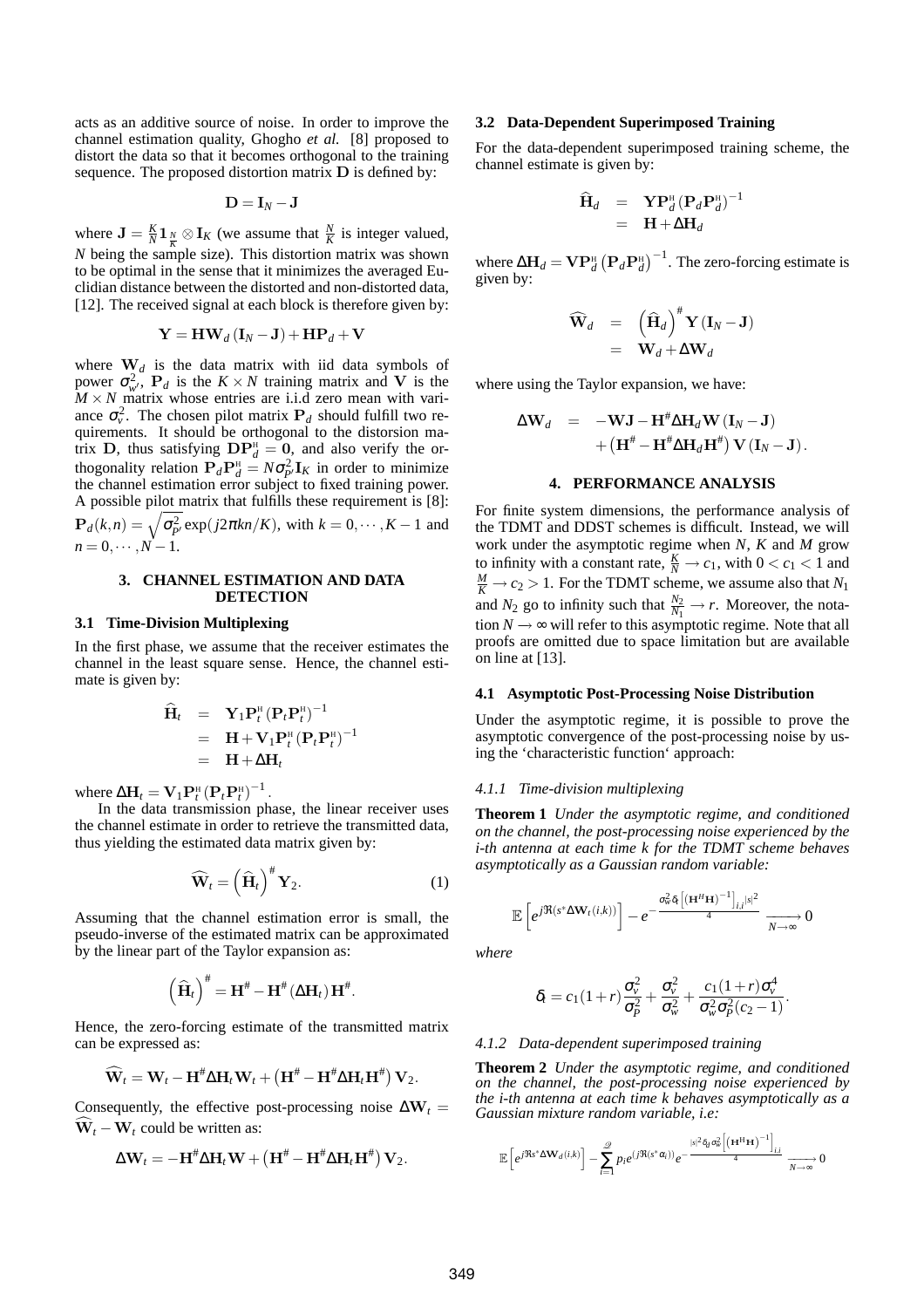acts as an additive source of noise. In order to improve the channel estimation quality, Ghogho *et al.* [8] proposed to distort the data so that it becomes orthogonal to the training sequence. The proposed distortion matrix $\mathbf{D}$ is defined by:

$$\mathbf{D} = \mathbf{I}_N - \mathbf{J}$$

where $\mathbf{J} = \frac{K}{N}\mathbf{1}_{\frac{N}{K}} \otimes \mathbf{I}_K$ (we assume that $\frac{N}{K}$ is integer valued, $N$ being the sample size). This distortion matrix was shown to be optimal in the sense that it minimizes the averaged Euclidian distance between the distorted and non-distorted data, [12]. The received signal at each block is therefore given by:

$$\mathbf{Y} = \mathbf{H}\mathbf{W}_d(\mathbf{I}_N - \mathbf{J}) + \mathbf{H}\mathbf{P}_d + \mathbf{V}$$

where $\mathbf{W}_d$ is the data matrix with iid data symbols of power $\sigma_{w'}^2$, $\mathbf{P}_d$ is the $K \times N$ training matrix and $\mathbf{V}$ is the $M \times N$ matrix whose entries are i.i.d zero mean with variance $\sigma_v^2$. The chosen pilot matrix $\mathbf{P}_d$ should fulfill two requirements. It should be orthogonal to the distorsion matrix $\mathbf{D}$, thus satisfying $\mathbf{D}\mathbf{P}_d^{\mathrm{H}} = \mathbf{0}$, and also verify the orthogonality relation $\mathbf{P}_d\mathbf{P}_d^{\mathrm{H}} = N\sigma_{P'}^2\mathbf{I}_K$ in order to minimize the channel estimation error subject to fixed training power. A possible pilot matrix that fulfills these requirement is [8]: $\mathbf{P}_d(k,n) = \sqrt{\sigma_{P'}^2}\exp(j2\pi kn/K)$, with $k = 0,\cdots,K-1$ and $n = 0,\cdots,N-1$.

## 3. CHANNEL ESTIMATION AND DATA DETECTION

### 3.1 Time-Division Multiplexing

In the first phase, we assume that the receiver estimates the channel in the least square sense. Hence, the channel estimate is given by:

$$\begin{aligned}
\widehat{\mathbf{H}}_t &= \mathbf{Y}_1\mathbf{P}_t^{\mathrm{H}}(\mathbf{P}_t\mathbf{P}_t^{\mathrm{H}})^{-1} \\
&= \mathbf{H} + \mathbf{V}_1\mathbf{P}_t^{\mathrm{H}}(\mathbf{P}_t\mathbf{P}_t^{\mathrm{H}})^{-1} \\
&= \mathbf{H} + \Delta\mathbf{H}_t
\end{aligned}$$

where $\Delta\mathbf{H}_t = \mathbf{V}_1\mathbf{P}_t^{\mathrm{H}}(\mathbf{P}_t\mathbf{P}_t^{\mathrm{H}})^{-1}$.

In the data transmission phase, the linear receiver uses the channel estimate in order to retrieve the transmitted data, thus yielding the estimated data matrix given by:

$$\widehat{\mathbf{W}}_t = \left(\widehat{\mathbf{H}}_t\right)^{\#}\mathbf{Y}_2. \tag{1}$$

Assuming that the channel estimation error is small, the pseudo-inverse of the estimated matrix can be approximated by the linear part of the Taylor expansion as:

$$\left(\widehat{\mathbf{H}}_t\right)^{\#} = \mathbf{H}^{\#} - \mathbf{H}^{\#}(\Delta\mathbf{H}_t)\mathbf{H}^{\#}.$$

Hence, the zero-forcing estimate of the transmitted matrix can be expressed as:

$$\widehat{\mathbf{W}}_t = \mathbf{W}_t - \mathbf{H}^{\#}\Delta\mathbf{H}_t\mathbf{W}_t + \left(\mathbf{H}^{\#} - \mathbf{H}^{\#}\Delta\mathbf{H}_t\mathbf{H}^{\#}\right)\mathbf{V}_2.$$

Consequently, the effective post-processing noise $\Delta\mathbf{W}_t = \widehat{\mathbf{W}}_t - \mathbf{W}_t$ could be written as:

$$\Delta\mathbf{W}_t = -\mathbf{H}^{\#}\Delta\mathbf{H}_t\mathbf{W} + \left(\mathbf{H}^{\#} - \mathbf{H}^{\#}\Delta\mathbf{H}_t\mathbf{H}^{\#}\right)\mathbf{V}_2.$$

### 3.2 Data-Dependent Superimposed Training

For the data-dependent superimposed training scheme, the channel estimate is given by:

$$\begin{aligned}
\widehat{\mathbf{H}}_d &= \mathbf{Y}\mathbf{P}_d^{\mathrm{H}}(\mathbf{P}_d\mathbf{P}_d^{\mathrm{H}})^{-1} \\
&= \mathbf{H} + \Delta\mathbf{H}_d
\end{aligned}$$

where $\Delta\mathbf{H}_d = \mathbf{V}\mathbf{P}_d^{\mathrm{H}}\left(\mathbf{P}_d\mathbf{P}_d^{\mathrm{H}}\right)^{-1}$. The zero-forcing estimate is given by:

$$\begin{aligned}
\widehat{\mathbf{W}}_d &= \left(\widehat{\mathbf{H}}_d\right)^{\#}\mathbf{Y}(\mathbf{I}_N - \mathbf{J}) \\
&= \mathbf{W}_d + \Delta\mathbf{W}_d
\end{aligned}$$

where using the Taylor expansion, we have:

$$\begin{aligned}
\Delta\mathbf{W}_d &= -\mathbf{W}\mathbf{J} - \mathbf{H}^{\#}\Delta\mathbf{H}_d\mathbf{W}(\mathbf{I}_N - \mathbf{J}) \\
&\quad + \left(\mathbf{H}^{\#} - \mathbf{H}^{\#}\Delta\mathbf{H}_d\mathbf{H}^{\#}\right)\mathbf{V}(\mathbf{I}_N - \mathbf{J}).
\end{aligned}$$

## 4. PERFORMANCE ANALYSIS

For finite system dimensions, the performance analysis of the TDMT and DDST schemes is difficult. Instead, we will work under the asymptotic regime when $N$, $K$ and $M$ grow to infinity with a constant rate, $\frac{K}{N} \to c_1$, with $0 < c_1 < 1$ and $\frac{M}{K} \to c_2 > 1$. For the TDMT scheme, we assume also that $N_1$ and $N_2$ go to infinity such that $\frac{N_2}{N_1} \to r$. Moreover, the notation $N \to \infty$ will refer to this asymptotic regime. Note that all proofs are omitted due to space limitation but are available on line at [13].

### 4.1 Asymptotic Post-Processing Noise Distribution

Under the asymptotic regime, it is possible to prove the asymptotic convergence of the post-processing noise by using the 'characteristic function' approach:

#### 4.1.1 Time-division multiplexing

**Theorem 1** *Under the asymptotic regime, and conditioned on the channel, the post-processing noise experienced by the i-th antenna at each time k for the TDMT scheme behaves asymptotically as a Gaussian random variable:*

$$\mathbb{E}\left[e^{j\Re(s^*\Delta\mathbf{W}_t(i,k))}\right] - e^{-\frac{\sigma_w^2\delta_t\left[\left(\mathbf{H}^H\mathbf{H}\right)^{-1}\right]_{i,i}|s|^2}{4}} \xrightarrow[N\to\infty]{} 0$$

*where*

$$\delta_t = c_1(1+r)\frac{\sigma_v^2}{\sigma_P^2} + \frac{\sigma_v^2}{\sigma_w^2} + \frac{c_1(1+r)\sigma_v^4}{\sigma_w^2\sigma_P^2(c_2-1)}.$$

#### 4.1.2 Data-dependent superimposed training

**Theorem 2** *Under the asymptotic regime, and conditioned on the channel, the post-processing noise experienced by the i-th antenna at each time k behaves asymptotically as a Gaussian mixture random variable, i.e:*

$$\mathbb{E}\left[e^{j\Re s^*\Delta\mathbf{W}_d(i,k)}\right] - \sum_{i=1}^{\mathcal{Q}} p_i e^{(j\Re(s^*\alpha_i))}e^{-\frac{|s|^2\delta_d\sigma_w^2\left[\left(\mathbf{H}^{\mathrm{H}}\mathbf{H}\right)^{-1}\right]_{i,i}}{4}} \xrightarrow[N\to\infty]{} 0$$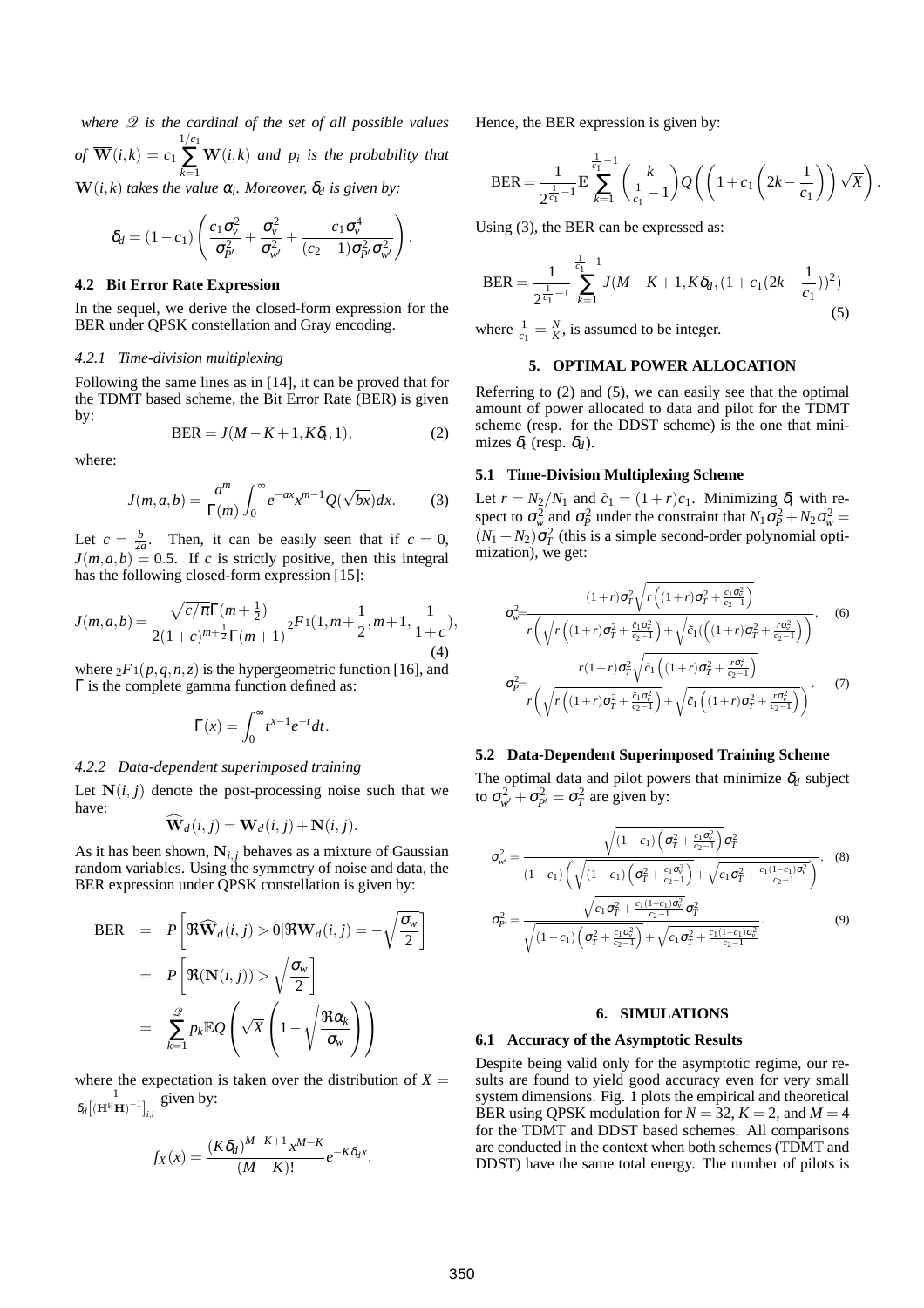*where $\mathcal{Q}$ is the cardinal of the set of all possible values of $\overline{\mathbf{W}}(i,k) = c_1 \sum_{k=1}^{1/c_1} \mathbf{W}(i,k)$ and $p_i$ is the probability that $\overline{\mathbf{W}}(i,k)$ takes the value $\alpha_i$. Moreover, $\delta_d$ is given by:*

$$\delta_d = (1-c_1)\left(\frac{c_1\sigma_v^2}{\sigma_{P'}^2} + \frac{\sigma_v^2}{\sigma_{w'}^2} + \frac{c_1\sigma_v^4}{(c_2-1)\sigma_{P'}^2\sigma_{w'}^2}\right).$$

### 4.2 Bit Error Rate Expression

In the sequel, we derive the closed-form expression for the BER under QPSK constellation and Gray encoding.

#### 4.2.1 Time-division multiplexing

Following the same lines as in [14], it can be proved that for the TDMT based scheme, the Bit Error Rate (BER) is given by:

$$\text{BER} = J(M-K+1, K\delta_t, 1), \tag{2}$$

where:

$$J(m,a,b) = \frac{a^m}{\Gamma(m)}\int_0^\infty e^{-ax}x^{m-1}Q(\sqrt{bx})dx. \tag{3}$$

Let $c = \frac{b}{2a}$. Then, it can be easily seen that if $c = 0$, $J(m,a,b) = 0.5$. If $c$ is strictly positive, then this integral has the following closed-form expression [15]:

$$J(m,a,b) = \frac{\sqrt{c/\pi}\,\Gamma(m+\frac{1}{2})}{2(1+c)^{m+\frac{1}{2}}\Gamma(m+1)}\,{}_2F_1(1, m+\frac{1}{2}, m+1, \frac{1}{1+c}), \tag{4}$$

where ${}_2F_1(p,q,n,z)$ is the hypergeometric function [16], and $\Gamma$ is the complete gamma function defined as:

$$\Gamma(x) = \int_0^\infty t^{x-1}e^{-t}dt.$$

#### 4.2.2 Data-dependent superimposed training

Let $\mathbf{N}(i,j)$ denote the post-processing noise such that we have:

$$\widehat{\mathbf{W}}_d(i,j) = \mathbf{W}_d(i,j) + \mathbf{N}(i,j).$$

As it has been shown, $\mathbf{N}_{i,j}$ behaves as a mixture of Gaussian random variables. Using the symmetry of noise and data, the BER expression under QPSK constellation is given by:

$$\begin{aligned}
\text{BER} &= P\left[\Re\widehat{\mathbf{W}}_d(i,j) > 0 \,|\, \Re\mathbf{W}_d(i,j) = -\sqrt{\frac{\sigma_w}{2}}\right] \\
&= P\left[\Re(\mathbf{N}(i,j)) > \sqrt{\frac{\sigma_w}{2}}\right] \\
&= \sum_{k=1}^{\mathcal{Q}} p_k \mathbb{E}Q\left(\sqrt{X}\left(1-\sqrt{\frac{\Re\alpha_k}{\sigma_w}}\right)\right)
\end{aligned}$$

where the expectation is taken over the distribution of $X = \frac{1}{\delta_d\left[(\mathbf{H}^{\text{H}}\mathbf{H})^{-1}\right]_{i,i}}$ given by:

$$f_X(x) = \frac{(K\delta_d)^{M-K+1}x^{M-K}}{(M-K)!}e^{-K\delta_d x}.$$

Hence, the BER expression is given by:

$$\text{BER} = \frac{1}{2^{\frac{1}{c_1}-1}}\mathbb{E}\sum_{k=1}^{\frac{1}{c_1}-1}\binom{k}{\frac{1}{c_1}-1}Q\left(\left(1+c_1\left(2k-\frac{1}{c_1}\right)\right)\sqrt{X}\right).$$

Using (3), the BER can be expressed as:

$$\text{BER} = \frac{1}{2^{\frac{1}{c_1}-1}}\sum_{k=1}^{\frac{1}{c_1}-1}J(M-K+1, K\delta_d, (1+c_1(2k-\frac{1}{c_1}))^2) \tag{5}$$

where $\frac{1}{c_1} = \frac{N}{K}$, is assumed to be integer.

## 5. OPTIMAL POWER ALLOCATION

Referring to (2) and (5), we can easily see that the optimal amount of power allocated to data and pilot for the TDMT scheme (resp. for the DDST scheme) is the one that minimizes $\delta_t$ (resp. $\delta_d$).

### 5.1 Time-Division Multiplexing Scheme

Let $r = N_2/N_1$ and $\tilde{c}_1 = (1+r)c_1$. Minimizing $\delta_t$ with respect to $\sigma_w^2$ and $\sigma_P^2$ under the constraint that $N_1\sigma_P^2 + N_2\sigma_w^2 = (N_1+N_2)\sigma_T^2$ (this is a simple second-order polynomial optimization), we get:

$$\sigma_w^2 = \frac{(1+r)\sigma_T^2\sqrt{r\left((1+r)\sigma_T^2 + \frac{\tilde{c}_1\sigma_v^2}{c_2-1}\right)}}{r\left(\sqrt{r\left((1+r)\sigma_T^2 + \frac{\tilde{c}_1\sigma_v^2}{c_2-1}\right)} + \sqrt{\tilde{c}_1(\left((1+r)\sigma_T^2 + \frac{r\sigma_v^2}{c_2-1}\right)}\right)}, \tag{6}$$

$$\sigma_P^2 = \frac{r(1+r)\sigma_T^2\sqrt{\tilde{c}_1\left((1+r)\sigma_T^2 + \frac{r\sigma_v^2}{c_2-1}\right)}}{r\left(\sqrt{r\left((1+r)\sigma_T^2 + \frac{\tilde{c}_1\sigma_v^2}{c_2-1}\right)} + \sqrt{\tilde{c}_1\left((1+r)\sigma_T^2 + \frac{r\sigma_v^2}{c_2-1}\right)}\right)}. \tag{7}$$

### 5.2 Data-Dependent Superimposed Training Scheme

The optimal data and pilot powers that minimize $\delta_d$ subject to $\sigma_{w'}^2 + \sigma_{P'}^2 = \sigma_T^2$ are given by:

$$\sigma_{w'}^2 = \frac{\sqrt{(1-c_1)\left(\sigma_T^2 + \frac{c_1\sigma_v^2}{c_2-1}\right)}\sigma_T^2}{(1-c_1)\left(\sqrt{(1-c_1)\left(\sigma_T^2 + \frac{c_1\sigma_v^2}{c_2-1}\right)} + \sqrt{c_1\sigma_T^2 + \frac{c_1(1-c_1)\sigma_v^2}{c_2-1}}\right)}, \tag{8}$$

$$\sigma_{P'}^2 = \frac{\sqrt{c_1\sigma_T^2 + \frac{c_1(1-c_1)\sigma_v^2}{c_2-1}}\sigma_T^2}{\sqrt{(1-c_1)\left(\sigma_T^2 + \frac{c_1\sigma_v^2}{c_2-1}\right)} + \sqrt{c_1\sigma_T^2 + \frac{c_1(1-c_1)\sigma_v^2}{c_2-1}}}. \tag{9}$$

## 6. SIMULATIONS

### 6.1 Accuracy of the Asymptotic Results

Despite being valid only for the asymptotic regime, our results are found to yield good accuracy even for very small system dimensions. Fig. 1 plots the empirical and theoretical BER using QPSK modulation for $N = 32$, $K = 2$, and $M = 4$ for the TDMT and DDST based schemes. All comparisons are conducted in the context when both schemes (TDMT and DDST) have the same total energy. The number of pilots is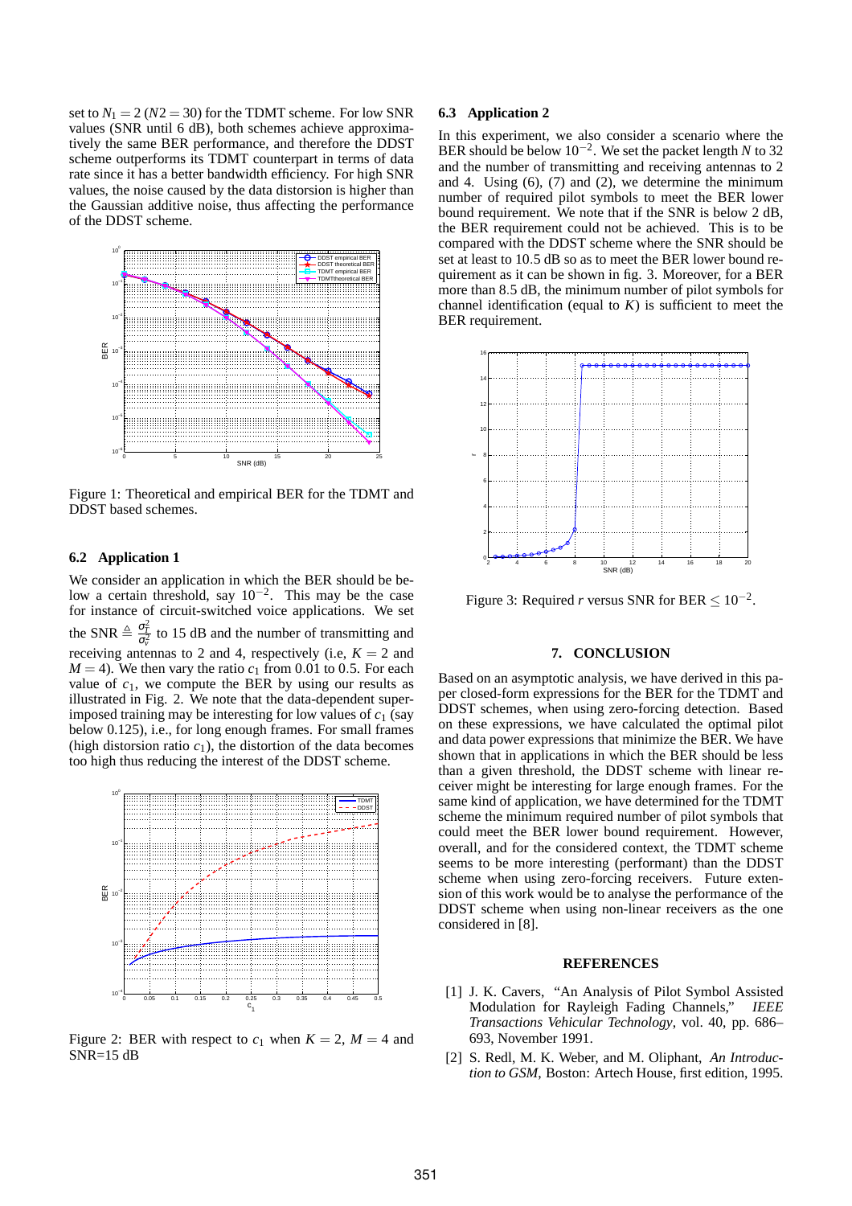set to $N_1 = 2$ ($N2 = 30$) for the TDMT scheme. For low SNR values (SNR until 6 dB), both schemes achieve approximatively the same BER performance, and therefore the DDST scheme outperforms its TDMT counterpart in terms of data rate since it has a better bandwidth efficiency. For high SNR values, the noise caused by the data distorsion is higher than the Gaussian additive noise, thus affecting the performance of the DDST scheme.

Figure 1: Theoretical and empirical BER for the TDMT and DDST based schemes.

### 6.2 Application 1

We consider an application in which the BER should be below a certain threshold, say $10^{-2}$. This may be the case for instance of circuit-switched voice applications. We set the SNR $\triangleq \frac{\sigma_I^2}{\sigma_V^2}$ to 15 dB and the number of transmitting and receiving antennas to 2 and 4, respectively (i.e, $K = 2$ and $M = 4$). We then vary the ratio $c_1$ from 0.01 to 0.5. For each value of $c_1$, we compute the BER by using our results as illustrated in Fig. 2. We note that the data-dependent superimposed training may be interesting for low values of $c_1$ (say below 0.125), i.e., for long enough frames. For small frames (high distorsion ratio $c_1$), the distortion of the data becomes too high thus reducing the interest of the DDST scheme.

Figure 2: BER with respect to $c_1$ when $K = 2$, $M = 4$ and SNR=15 dB

### 6.3 Application 2

In this experiment, we also consider a scenario where the BER should be below $10^{-2}$. We set the packet length $N$ to 32 and the number of transmitting and receiving antennas to 2 and 4. Using (6), (7) and (2), we determine the minimum number of required pilot symbols to meet the BER lower bound requirement. We note that if the SNR is below 2 dB, the BER requirement could not be achieved. This is to be compared with the DDST scheme where the SNR should be set at least to 10.5 dB so as to meet the BER lower bound requirement as it can be shown in fig. 3. Moreover, for a BER more than 8.5 dB, the minimum number of pilot symbols for channel identification (equal to $K$) is sufficient to meet the BER requirement.

Figure 3: Required $r$ versus SNR for BER $\leq 10^{-2}$.

## 7. CONCLUSION

Based on an asymptotic analysis, we have derived in this paper closed-form expressions for the BER for the TDMT and DDST schemes, when using zero-forcing detection. Based on these expressions, we have calculated the optimal pilot and data power expressions that minimize the BER. We have shown that in applications in which the BER should be less than a given threshold, the DDST scheme with linear receiver might be interesting for large enough frames. For the same kind of application, we have determined for the TDMT scheme the minimum required number of pilot symbols that could meet the BER lower bound requirement. However, overall, and for the considered context, the TDMT scheme seems to be more interesting (performant) than the DDST scheme when using zero-forcing receivers. Future extension of this work would be to analyse the performance of the DDST scheme when using non-linear receivers as the one considered in [8].

## REFERENCES

[1] J. K. Cavers, "An Analysis of Pilot Symbol Assisted Modulation for Rayleigh Fading Channels," *IEEE Transactions Vehicular Technology*, vol. 40, pp. 686–693, November 1991.

[2] S. Redl, M. K. Weber, and M. Oliphant, *An Introduction to GSM*, Boston: Artech House, first edition, 1995.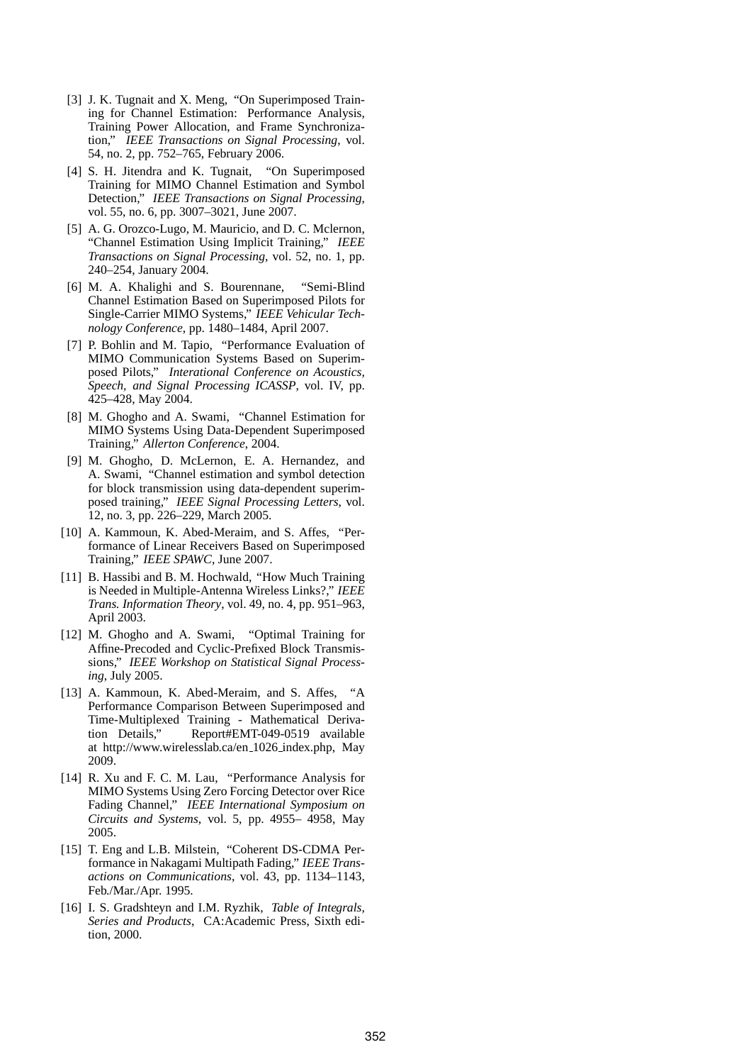[3] J. K. Tugnait and X. Meng, "On Superimposed Training for Channel Estimation: Performance Analysis, Training Power Allocation, and Frame Synchronization," *IEEE Transactions on Signal Processing*, vol. 54, no. 2, pp. 752–765, February 2006.

[4] S. H. Jitendra and K. Tugnait, "On Superimposed Training for MIMO Channel Estimation and Symbol Detection," *IEEE Transactions on Signal Processing*, vol. 55, no. 6, pp. 3007–3021, June 2007.

[5] A. G. Orozco-Lugo, M. Mauricio, and D. C. Mclernon, "Channel Estimation Using Implicit Training," *IEEE Transactions on Signal Processing*, vol. 52, no. 1, pp. 240–254, January 2004.

[6] M. A. Khalighi and S. Bourennane, "Semi-Blind Channel Estimation Based on Superimposed Pilots for Single-Carrier MIMO Systems," *IEEE Vehicular Technology Conference*, pp. 1480–1484, April 2007.

[7] P. Bohlin and M. Tapio, "Performance Evaluation of MIMO Communication Systems Based on Superimposed Pilots," *Interational Conference on Acoustics, Speech, and Signal Processing ICASSP*, vol. IV, pp. 425–428, May 2004.

[8] M. Ghogho and A. Swami, "Channel Estimation for MIMO Systems Using Data-Dependent Superimposed Training," *Allerton Conference*, 2004.

[9] M. Ghogho, D. McLernon, E. A. Hernandez, and A. Swami, "Channel estimation and symbol detection for block transmission using data-dependent superimposed training," *IEEE Signal Processing Letters*, vol. 12, no. 3, pp. 226–229, March 2005.

[10] A. Kammoun, K. Abed-Meraim, and S. Affes, "Performance of Linear Receivers Based on Superimposed Training," *IEEE SPAWC*, June 2007.

[11] B. Hassibi and B. M. Hochwald, "How Much Training is Needed in Multiple-Antenna Wireless Links?," *IEEE Trans. Information Theory*, vol. 49, no. 4, pp. 951–963, April 2003.

[12] M. Ghogho and A. Swami, "Optimal Training for Affine-Precoded and Cyclic-Prefixed Block Transmissions," *IEEE Workshop on Statistical Signal Processing*, July 2005.

[13] A. Kammoun, K. Abed-Meraim, and S. Affes, "A Performance Comparison Between Superimposed and Time-Multiplexed Training - Mathematical Derivation Details," Report#EMT-049-0519 available at http://www.wirelesslab.ca/en_1026_index.php, May 2009.

[14] R. Xu and F. C. M. Lau, "Performance Analysis for MIMO Systems Using Zero Forcing Detector over Rice Fading Channel," *IEEE International Symposium on Circuits and Systems*, vol. 5, pp. 4955– 4958, May 2005.

[15] T. Eng and L.B. Milstein, "Coherent DS-CDMA Performance in Nakagami Multipath Fading," *IEEE Transactions on Communications*, vol. 43, pp. 1134–1143, Feb./Mar./Apr. 1995.

[16] I. S. Gradshteyn and I.M. Ryzhik, *Table of Integrals, Series and Products*, CA:Academic Press, Sixth edition, 2000.